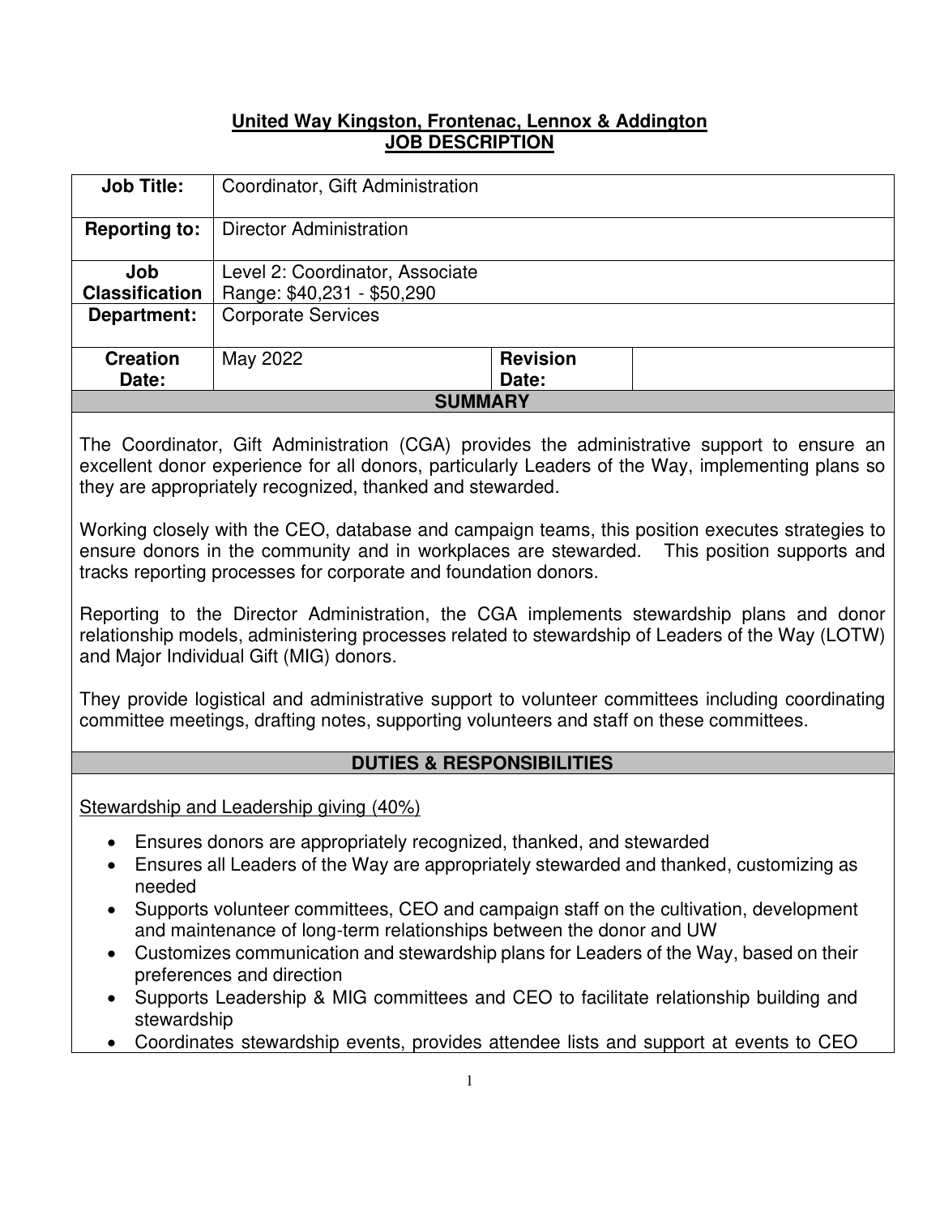**United Way Kingston, Frontenac, Lennox & Addington**
**JOB DESCRIPTION**

| | | | |
|---|---|---|---|
| **Job Title:** | Coordinator, Gift Administration | | |
| **Reporting to:** | Director Administration | | |
| **Job Classification** | Level 2: Coordinator, Associate<br>Range: $40,231 - $50,290 | | |
| **Department:** | Corporate Services | | |
| **Creation Date:** | May 2022 | **Revision Date:** | |

## SUMMARY

The Coordinator, Gift Administration (CGA) provides the administrative support to ensure an excellent donor experience for all donors, particularly Leaders of the Way, implementing plans so they are appropriately recognized, thanked and stewarded.

Working closely with the CEO, database and campaign teams, this position executes strategies to ensure donors in the community and in workplaces are stewarded. This position supports and tracks reporting processes for corporate and foundation donors.

Reporting to the Director Administration, the CGA implements stewardship plans and donor relationship models, administering processes related to stewardship of Leaders of the Way (LOTW) and Major Individual Gift (MIG) donors.

They provide logistical and administrative support to volunteer committees including coordinating committee meetings, drafting notes, supporting volunteers and staff on these committees.

## DUTIES & RESPONSIBILITIES

Stewardship and Leadership giving (40%)

- Ensures donors are appropriately recognized, thanked, and stewarded
- Ensures all Leaders of the Way are appropriately stewarded and thanked, customizing as needed
- Supports volunteer committees, CEO and campaign staff on the cultivation, development and maintenance of long-term relationships between the donor and UW
- Customizes communication and stewardship plans for Leaders of the Way, based on their preferences and direction
- Supports Leadership & MIG committees and CEO to facilitate relationship building and stewardship
- Coordinates stewardship events, provides attendee lists and support at events to CEO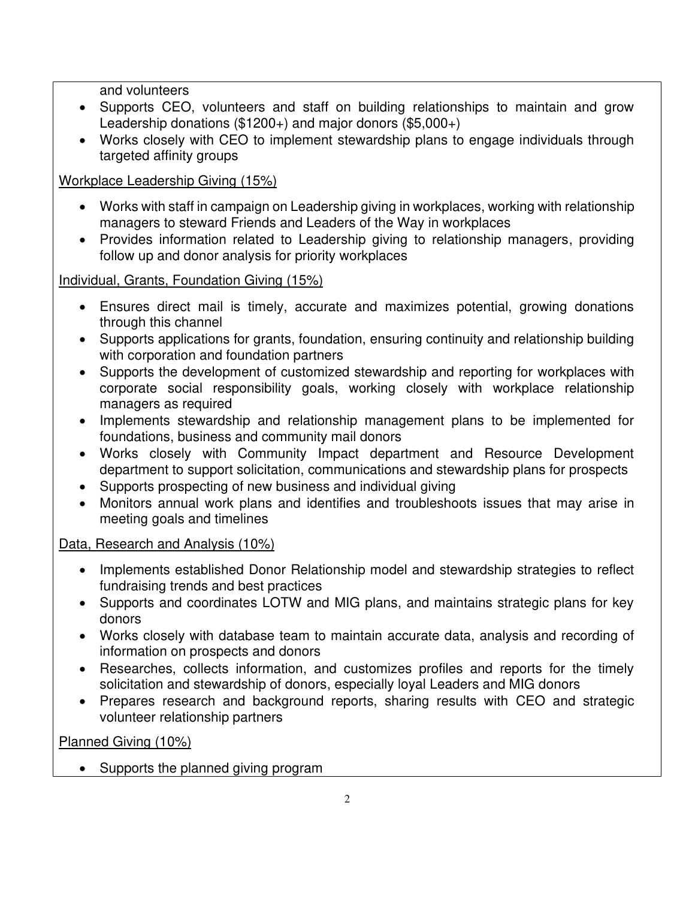and volunteers

- Supports CEO, volunteers and staff on building relationships to maintain and grow Leadership donations ($1200+) and major donors ($5,000+)
- Works closely with CEO to implement stewardship plans to engage individuals through targeted affinity groups

<u>Workplace Leadership Giving (15%)</u>

- Works with staff in campaign on Leadership giving in workplaces, working with relationship managers to steward Friends and Leaders of the Way in workplaces
- Provides information related to Leadership giving to relationship managers, providing follow up and donor analysis for priority workplaces

<u>Individual, Grants, Foundation Giving (15%)</u>

- Ensures direct mail is timely, accurate and maximizes potential, growing donations through this channel
- Supports applications for grants, foundation, ensuring continuity and relationship building with corporation and foundation partners
- Supports the development of customized stewardship and reporting for workplaces with corporate social responsibility goals, working closely with workplace relationship managers as required
- Implements stewardship and relationship management plans to be implemented for foundations, business and community mail donors
- Works closely with Community Impact department and Resource Development department to support solicitation, communications and stewardship plans for prospects
- Supports prospecting of new business and individual giving
- Monitors annual work plans and identifies and troubleshoots issues that may arise in meeting goals and timelines

<u>Data, Research and Analysis (10%)</u>

- Implements established Donor Relationship model and stewardship strategies to reflect fundraising trends and best practices
- Supports and coordinates LOTW and MIG plans, and maintains strategic plans for key donors
- Works closely with database team to maintain accurate data, analysis and recording of information on prospects and donors
- Researches, collects information, and customizes profiles and reports for the timely solicitation and stewardship of donors, especially loyal Leaders and MIG donors
- Prepares research and background reports, sharing results with CEO and strategic volunteer relationship partners

<u>Planned Giving (10%)</u>

- Supports the planned giving program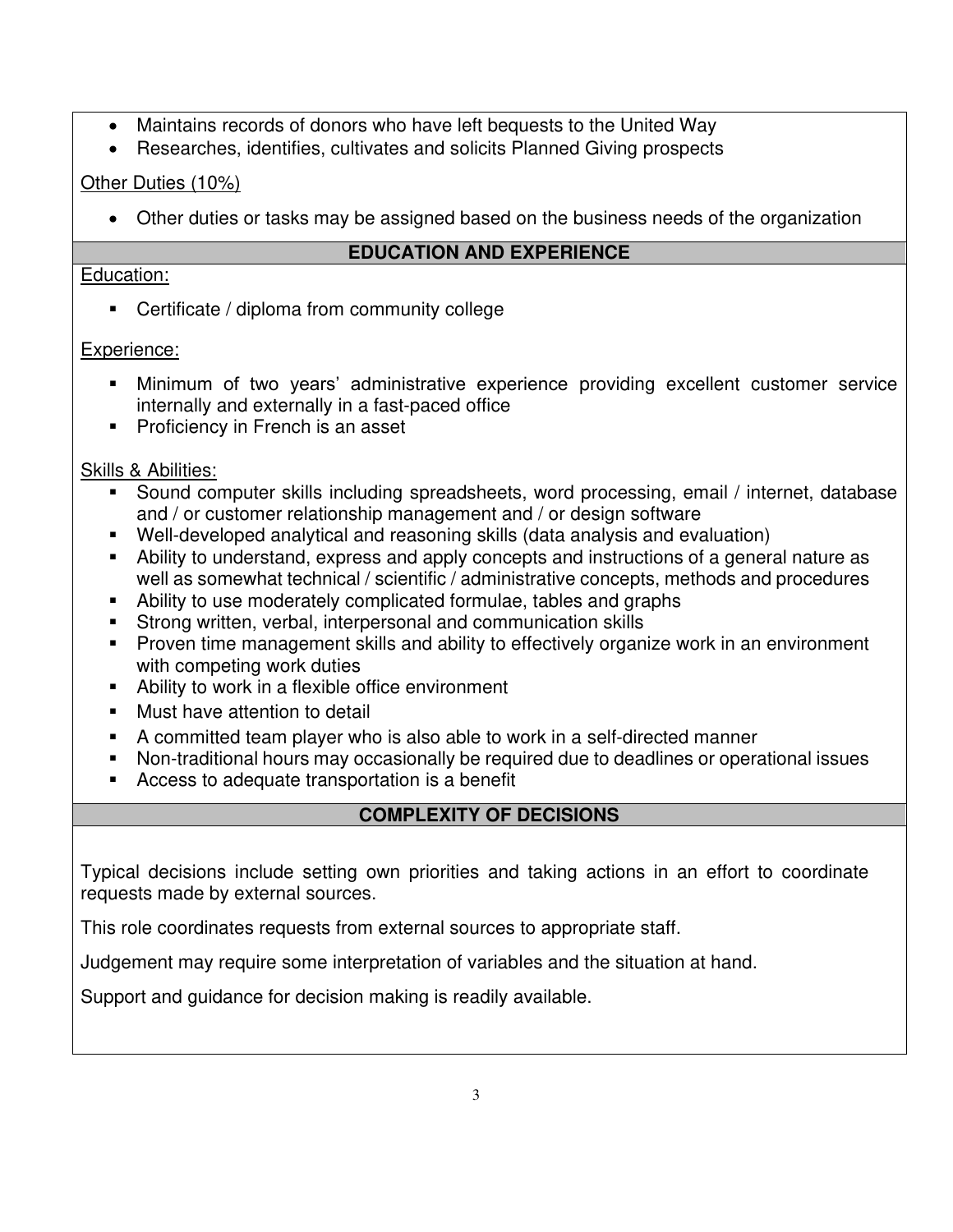- Maintains records of donors who have left bequests to the United Way
- Researches, identifies, cultivates and solicits Planned Giving prospects

Other Duties (10%)

- Other duties or tasks may be assigned based on the business needs of the organization

## EDUCATION AND EXPERIENCE

Education:

- Certificate / diploma from community college

Experience:

- Minimum of two years' administrative experience providing excellent customer service internally and externally in a fast-paced office
- Proficiency in French is an asset

Skills & Abilities:

- Sound computer skills including spreadsheets, word processing, email / internet, database and / or customer relationship management and / or design software
- Well-developed analytical and reasoning skills (data analysis and evaluation)
- Ability to understand, express and apply concepts and instructions of a general nature as well as somewhat technical / scientific / administrative concepts, methods and procedures
- Ability to use moderately complicated formulae, tables and graphs
- Strong written, verbal, interpersonal and communication skills
- Proven time management skills and ability to effectively organize work in an environment with competing work duties
- Ability to work in a flexible office environment
- Must have attention to detail
- A committed team player who is also able to work in a self-directed manner
- Non-traditional hours may occasionally be required due to deadlines or operational issues
- Access to adequate transportation is a benefit

## COMPLEXITY OF DECISIONS

Typical decisions include setting own priorities and taking actions in an effort to coordinate requests made by external sources.

This role coordinates requests from external sources to appropriate staff.

Judgement may require some interpretation of variables and the situation at hand.

Support and guidance for decision making is readily available.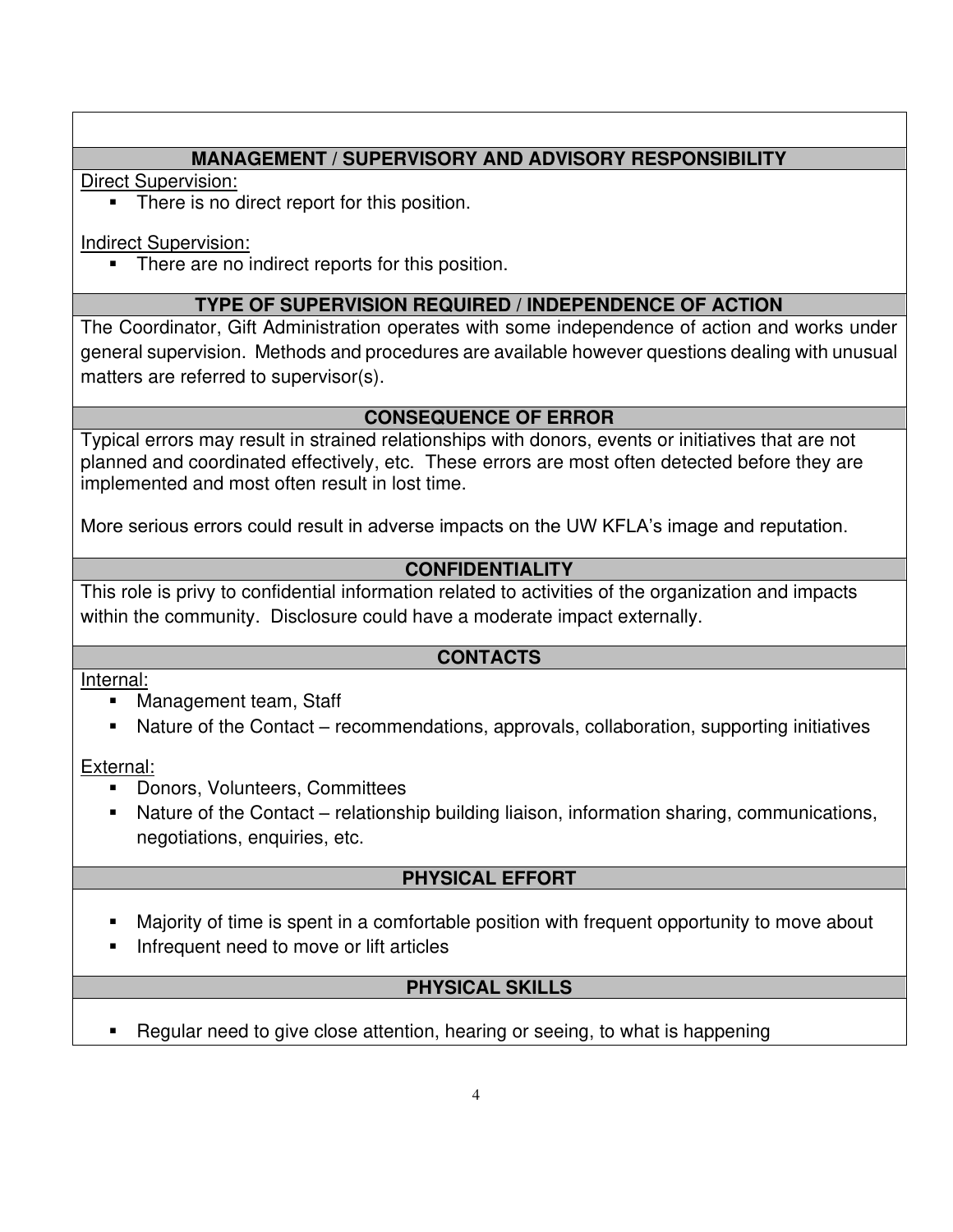## MANAGEMENT / SUPERVISORY AND ADVISORY RESPONSIBILITY

Direct Supervision:

- There is no direct report for this position.

Indirect Supervision:

- There are no indirect reports for this position.

## TYPE OF SUPERVISION REQUIRED / INDEPENDENCE OF ACTION

The Coordinator, Gift Administration operates with some independence of action and works under general supervision. Methods and procedures are available however questions dealing with unusual matters are referred to supervisor(s).

## CONSEQUENCE OF ERROR

Typical errors may result in strained relationships with donors, events or initiatives that are not planned and coordinated effectively, etc. These errors are most often detected before they are implemented and most often result in lost time.

More serious errors could result in adverse impacts on the UW KFLA's image and reputation.

## CONFIDENTIALITY

This role is privy to confidential information related to activities of the organization and impacts within the community. Disclosure could have a moderate impact externally.

## CONTACTS

Internal:

- Management team, Staff
- Nature of the Contact – recommendations, approvals, collaboration, supporting initiatives

External:

- Donors, Volunteers, Committees
- Nature of the Contact – relationship building liaison, information sharing, communications, negotiations, enquiries, etc.

## PHYSICAL EFFORT

- Majority of time is spent in a comfortable position with frequent opportunity to move about
- Infrequent need to move or lift articles

## PHYSICAL SKILLS

- Regular need to give close attention, hearing or seeing, to what is happening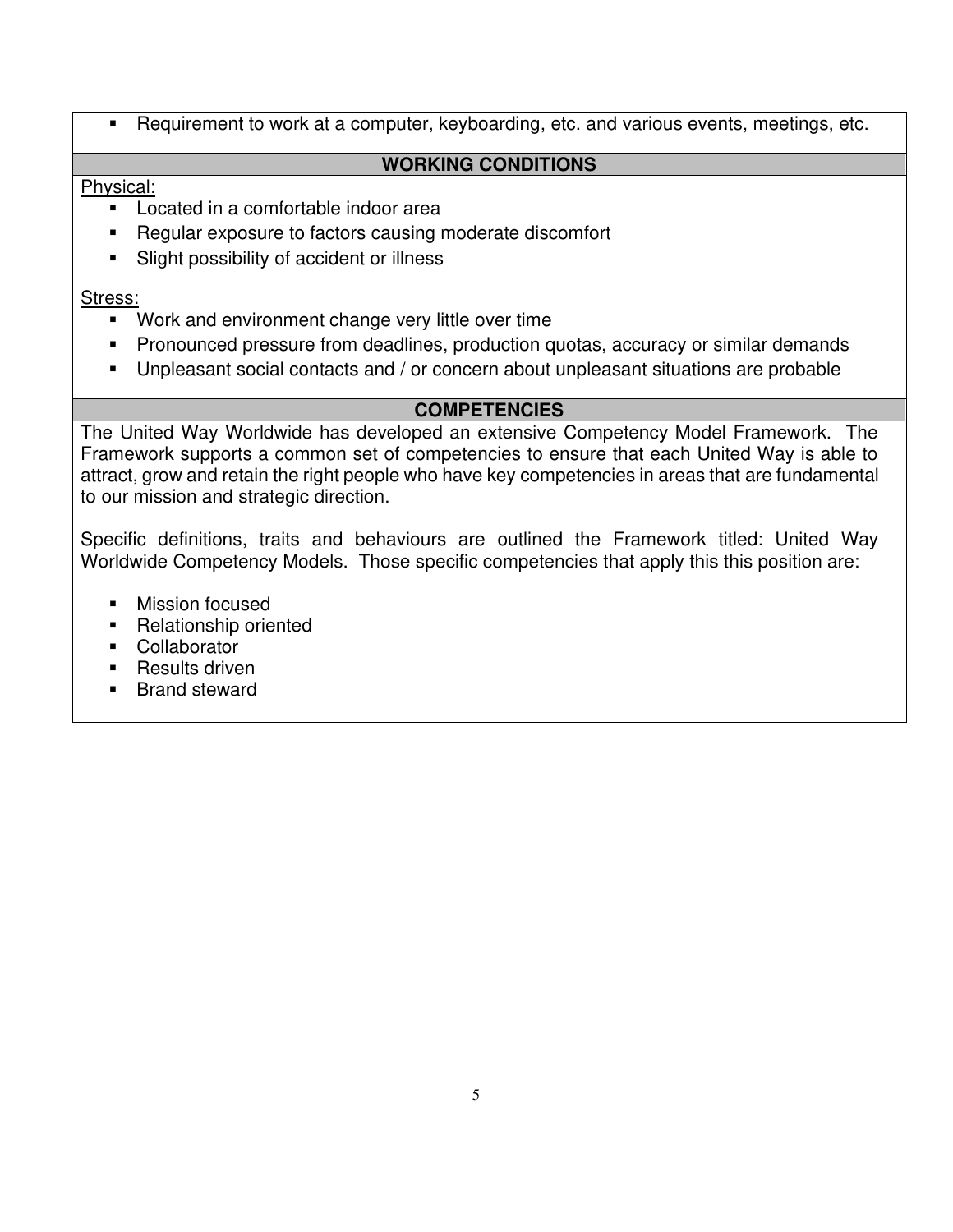- Requirement to work at a computer, keyboarding, etc. and various events, meetings, etc.

## WORKING CONDITIONS

Physical:

- Located in a comfortable indoor area
- Regular exposure to factors causing moderate discomfort
- Slight possibility of accident or illness

Stress:

- Work and environment change very little over time
- Pronounced pressure from deadlines, production quotas, accuracy or similar demands
- Unpleasant social contacts and / or concern about unpleasant situations are probable

## COMPETENCIES

The United Way Worldwide has developed an extensive Competency Model Framework. The Framework supports a common set of competencies to ensure that each United Way is able to attract, grow and retain the right people who have key competencies in areas that are fundamental to our mission and strategic direction.

Specific definitions, traits and behaviours are outlined the Framework titled: United Way Worldwide Competency Models. Those specific competencies that apply this this position are:

- Mission focused
- Relationship oriented
- Collaborator
- Results driven
- Brand steward